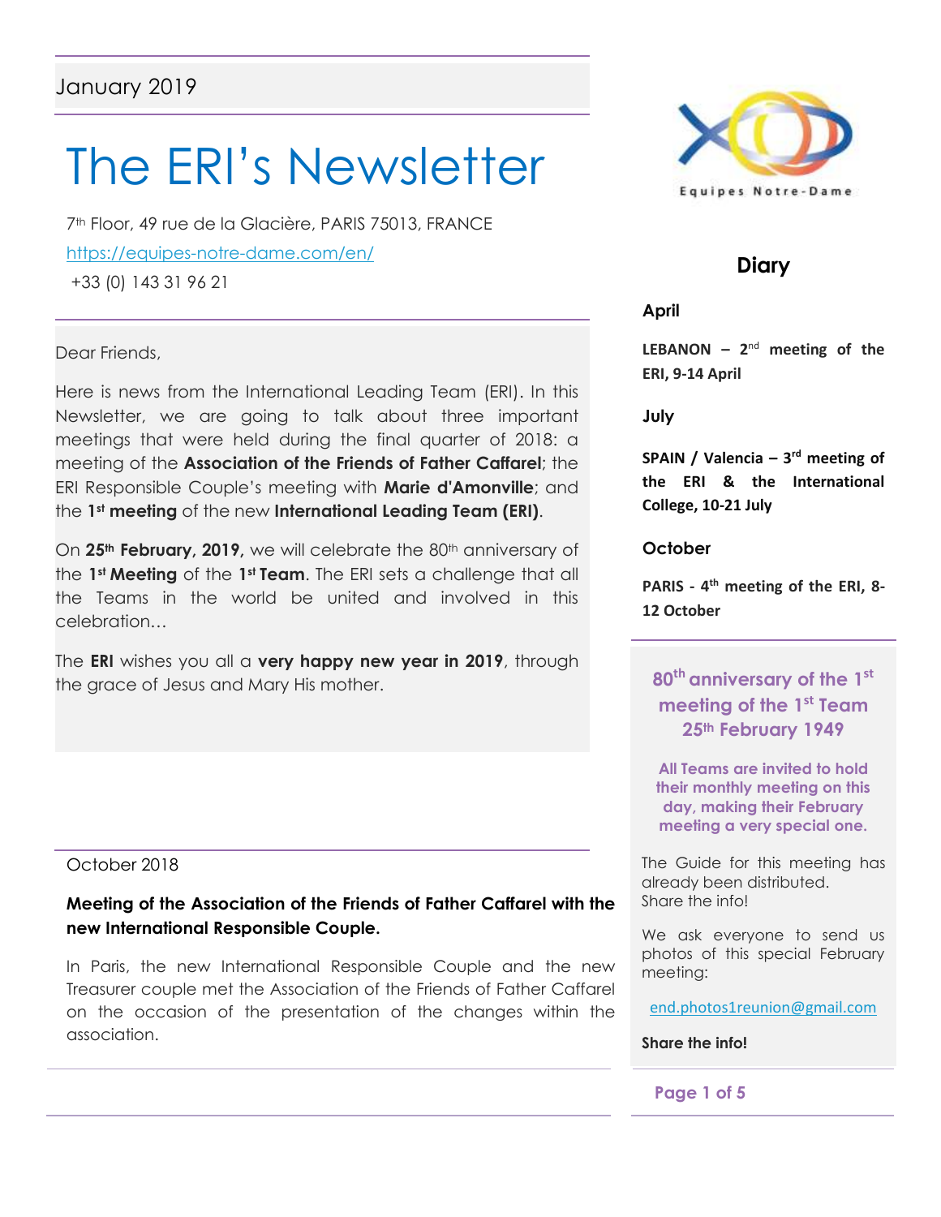January 2019

# The ERI's Newsletter

7th Floor, 49 rue de la Glacière, PARIS 75013, FRANCE

https://equipes-notre-dame.com/en/

+33 (0) 143 31 96 21

Dear Friends,

Here is news from the International Leading Team (ERI). In this Newsletter, we are going to talk about three important meetings that were held during the final quarter of 2018: a meeting of the **Association of the Friends of Father Caffarel**; the ERI Responsible Couple's meeting with **Marie d'Amonville**; and the **1st meeting** of the new **International Leading Team (ERI)**.

On **25th February, 2019,** we will celebrate the 80th anniversary of the **1st Meeting** of the **1st Team**. The ERI sets a challenge that all the Teams in the world be united and involved in this celebration…

The **ERI** wishes you all a **very happy new year in 2019**, through the grace of Jesus and Mary His mother.

October 2018

### Meeting of the Association of the Friends of Father Caffarel with the new International Responsible Couple.

In Paris, the new International Responsible Couple and the new Treasurer couple met the Association of the Friends of Father Caffarel on the occasion of the presentation of the changes within the association.

Equipes Notre-Dame

## Diary

**April**

**LEBANON – 2nd meeting of the ERI, 9-14 April**

**July**

**SPAIN / Valencia – 3rd meeting of the ERI & the International College, 10-21 July**

**October**

**PARIS - 4th meeting of the ERI, 8-12 October**

### 80th anniversary of the 1st meeting of the 1st Team 25th February 1949

**All Teams are invited to hold their monthly meeting on this day, making their February meeting a very special one.**

The Guide for this meeting has already been distributed. Share the info!

We ask everyone to send us photos of this special February meeting:

end.photos1reunion@gmail.com

**Share the info!**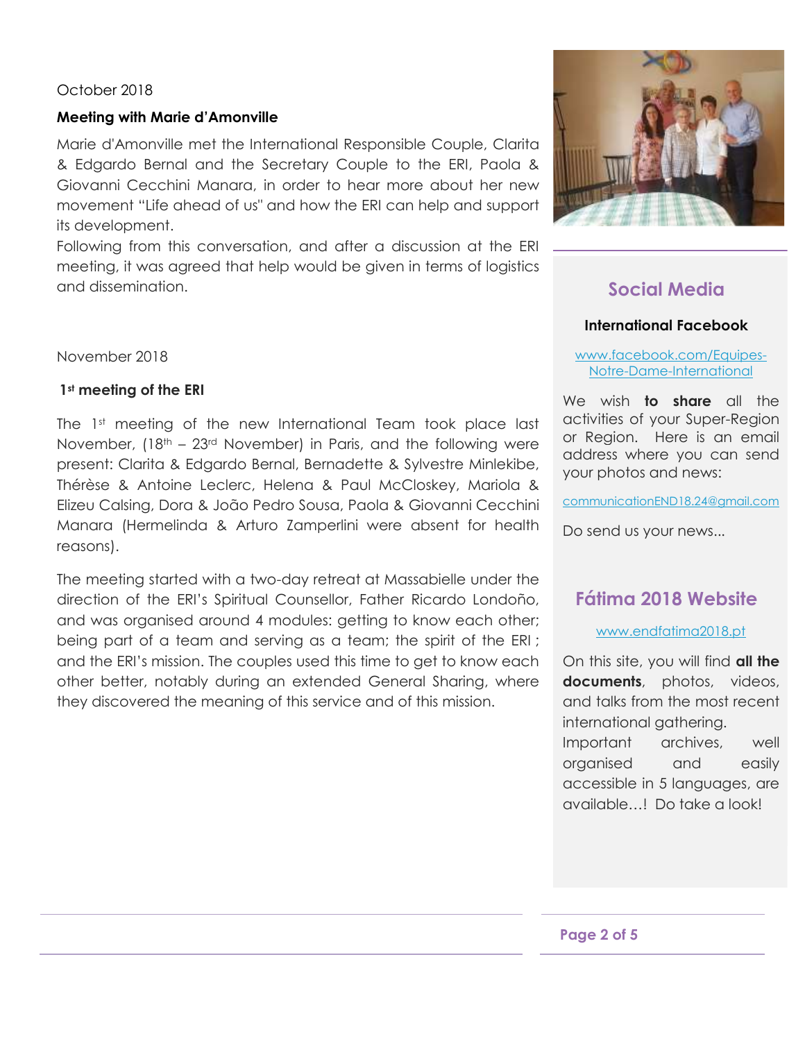October 2018

**Meeting with Marie d'Amonville**

Marie d'Amonville met the International Responsible Couple, Clarita & Edgardo Bernal and the Secretary Couple to the ERI, Paola & Giovanni Cecchini Manara, in order to hear more about her new movement "Life ahead of us" and how the ERI can help and support its development.

Following from this conversation, and after a discussion at the ERI meeting, it was agreed that help would be given in terms of logistics and dissemination.

November 2018

**1st meeting of the ERI**

The 1st meeting of the new International Team took place last November, (18th – 23rd November) in Paris, and the following were present: Clarita & Edgardo Bernal, Bernadette & Sylvestre Minlekibe, Thérèse & Antoine Leclerc, Helena & Paul McCloskey, Mariola & Elizeu Calsing, Dora & João Pedro Sousa, Paola & Giovanni Cecchini Manara (Hermelinda & Arturo Zamperlini were absent for health reasons).

The meeting started with a two-day retreat at Massabielle under the direction of the ERI's Spiritual Counsellor, Father Ricardo Londoño, and was organised around 4 modules: getting to know each other; being part of a team and serving as a team; the spirit of the ERI ; and the ERI's mission. The couples used this time to get to know each other better, notably during an extended General Sharing, where they discovered the meaning of this service and of this mission.

## Social Media

**International Facebook**

www.facebook.com/Equipes-Notre-Dame-International

We wish **to share** all the activities of your Super-Region or Region. Here is an email address where you can send your photos and news:

communicationEND18.24@gmail.com

Do send us your news...

## Fátima 2018 Website

www.endfatima2018.pt

On this site, you will find **all the documents**, photos, videos, and talks from the most recent international gathering. Important archives, well organised and easily accessible in 5 languages, are available…! Do take a look!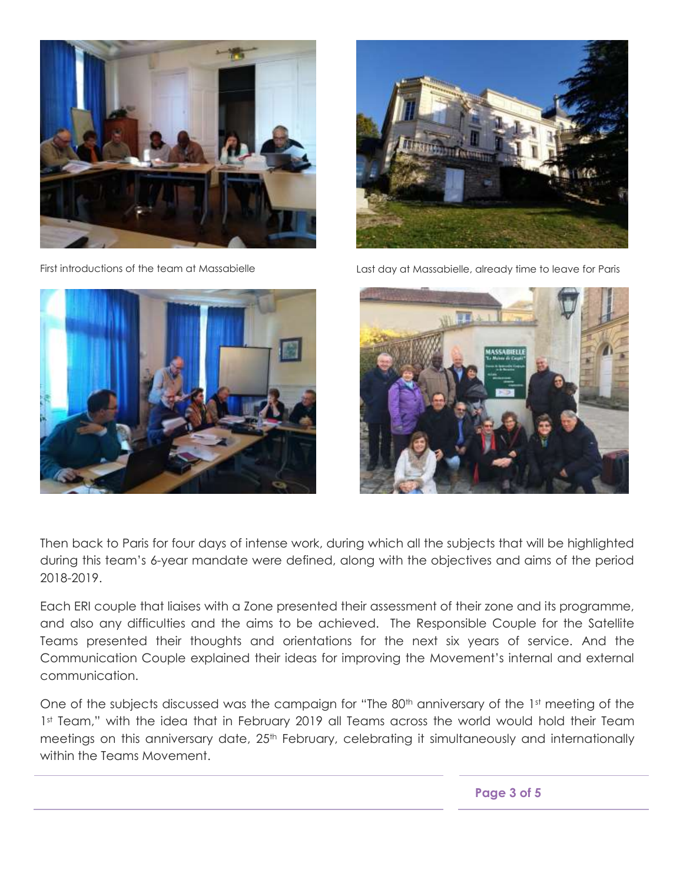First introductions of the team at Massabielle

Last day at Massabielle, already time to leave for Paris

Then back to Paris for four days of intense work, during which all the subjects that will be highlighted during this team's 6-year mandate were defined, along with the objectives and aims of the period 2018-2019.

Each ERI couple that liaises with a Zone presented their assessment of their zone and its programme, and also any difficulties and the aims to be achieved. The Responsible Couple for the Satellite Teams presented their thoughts and orientations for the next six years of service. And the Communication Couple explained their ideas for improving the Movement's internal and external communication.

One of the subjects discussed was the campaign for "The 80th anniversary of the 1st meeting of the 1st Team," with the idea that in February 2019 all Teams across the world would hold their Team meetings on this anniversary date, 25th February, celebrating it simultaneously and internationally within the Teams Movement.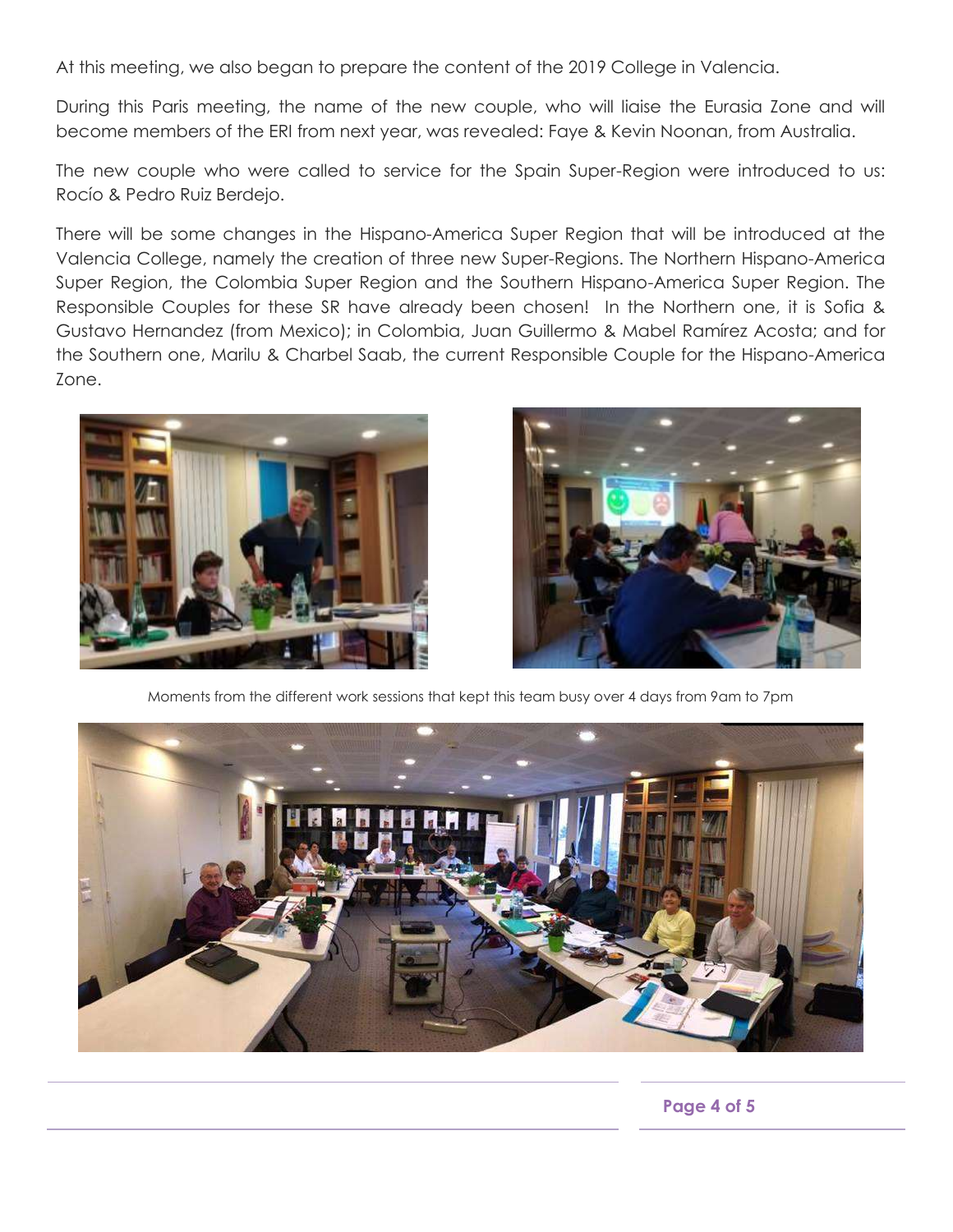At this meeting, we also began to prepare the content of the 2019 College in Valencia.

During this Paris meeting, the name of the new couple, who will liaise the Eurasia Zone and will become members of the ERI from next year, was revealed: Faye & Kevin Noonan, from Australia.

The new couple who were called to service for the Spain Super-Region were introduced to us: Rocío & Pedro Ruiz Berdejo.

There will be some changes in the Hispano-America Super Region that will be introduced at the Valencia College, namely the creation of three new Super-Regions. The Northern Hispano-America Super Region, the Colombia Super Region and the Southern Hispano-America Super Region. The Responsible Couples for these SR have already been chosen!  In the Northern one, it is Sofia & Gustavo Hernandez (from Mexico); in Colombia, Juan Guillermo & Mabel Ramírez Acosta; and for the Southern one, Marilu & Charbel Saab, the current Responsible Couple for the Hispano-America Zone.

Moments from the different work sessions that kept this team busy over 4 days from 9am to 7pm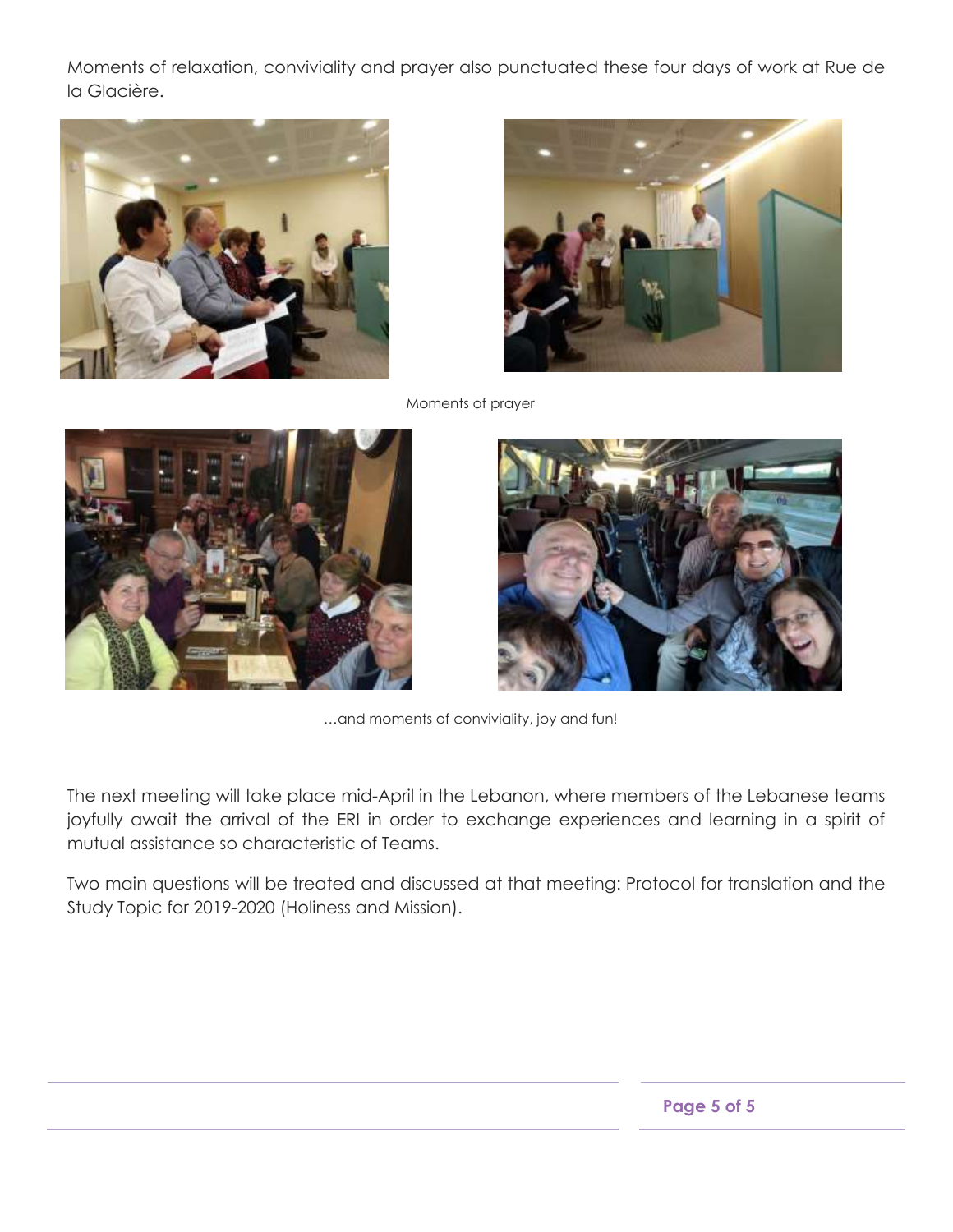Moments of relaxation, conviviality and prayer also punctuated these four days of work at Rue de la Glacière.

Moments of prayer

...and moments of conviviality, joy and fun!

The next meeting will take place mid-April in the Lebanon, where members of the Lebanese teams joyfully await the arrival of the ERI in order to exchange experiences and learning in a spirit of mutual assistance so characteristic of Teams.

Two main questions will be treated and discussed at that meeting: Protocol for translation and the Study Topic for 2019-2020 (Holiness and Mission).